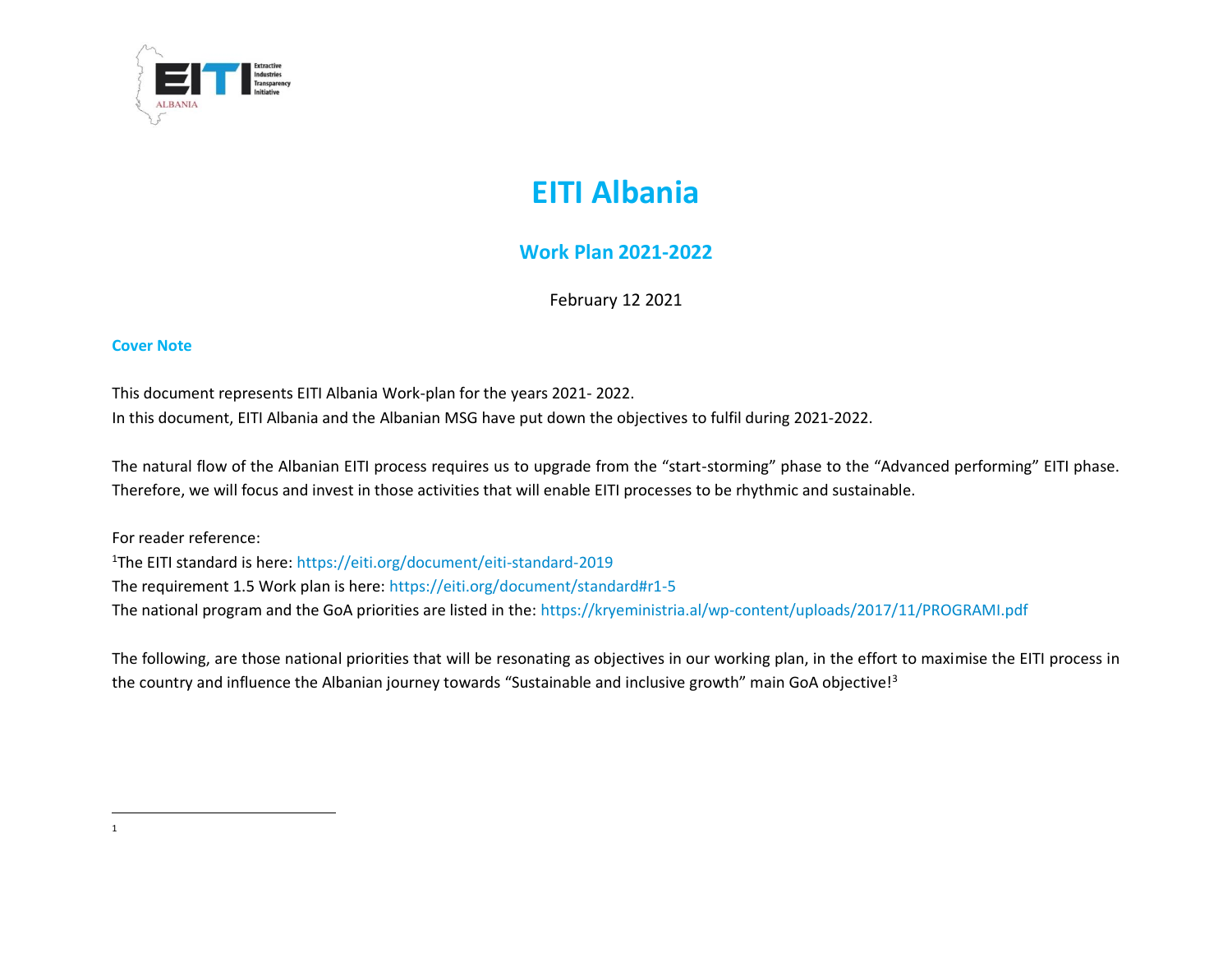# EITI Albania

## Work Plan 2021-2022

February 12 2021

### Cover Note

This document represents EITI Albania Work-plan for the years 2021- 2022.
In this document, EITI Albania and the Albanian MSG have put down the objectives to fulfil during 2021-2022.

The natural flow of the Albanian EITI process requires us to upgrade from the "start-storming" phase to the "Advanced performing" EITI phase. Therefore, we will focus and invest in those activities that will enable EITI processes to be rhythmic and sustainable.

For reader reference:
[1]The EITI standard is here: https://eiti.org/document/eiti-standard-2019
The requirement 1.5 Work plan is here: https://eiti.org/document/standard#r1-5
The national program and the GoA priorities are listed in the: https://kryeministria.al/wp-content/uploads/2017/11/PROGRAMI.pdf

The following, are those national priorities that will be resonating as objectives in our working plan, in the effort to maximise the EITI process in the country and influence the Albanian journey towards "Sustainable and inclusive growth" main GoA objective![3]

---

1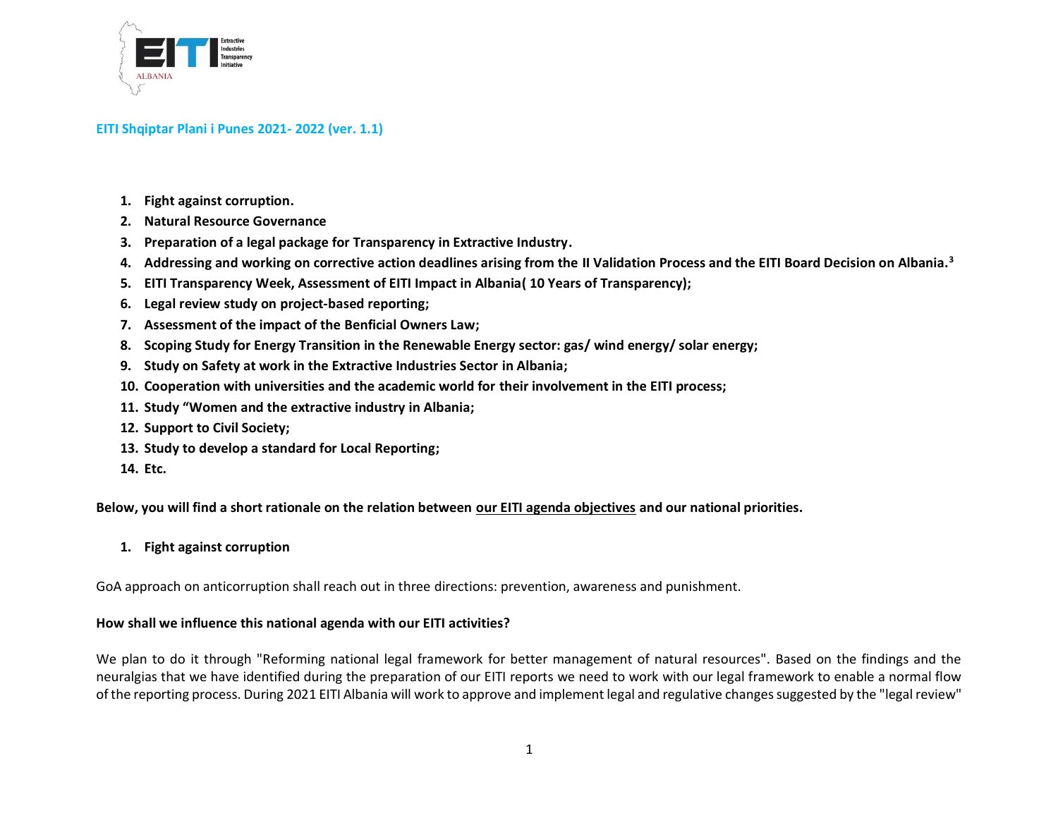EITI Shqiptar Plani i Punes 2021- 2022 (ver. 1.1)

1. **Fight against corruption.**
2. **Natural Resource Governance**
3. **Preparation of a legal package for Transparency in Extractive Industry.**
4. **Addressing and working on corrective action deadlines arising from the II Validation Process and the EITI Board Decision on Albania.**[3]
5. **EITI Transparency Week, Assessment of EITI Impact in Albania( 10 Years of Transparency);**
6. **Legal review study on project-based reporting;**
7. **Assessment of the impact of the Benficial Owners Law;**
8. **Scoping Study for Energy Transition in the Renewable Energy sector: gas/ wind energy/ solar energy;**
9. **Study on Safety at work in the Extractive Industries Sector in Albania;**
10. **Cooperation with universities and the academic world for their involvement in the EITI process;**
11. **Study "Women and the extractive industry in Albania;**
12. **Support to Civil Society;**
13. **Study to develop a standard for Local Reporting;**
14. **Etc.**

**Below, you will find a short rationale on the relation between our EITI agenda objectives and our national priorities.**

1. **Fight against corruption**

GoA approach on anticorruption shall reach out in three directions: prevention, awareness and punishment.

**How shall we influence this national agenda with our EITI activities?**

We plan to do it through "Reforming national legal framework for better management of natural resources". Based on the findings and the neuralgias that we have identified during the preparation of our EITI reports we need to work with our legal framework to enable a normal flow of the reporting process. During 2021 EITI Albania will work to approve and implement legal and regulative changes suggested by the "legal review"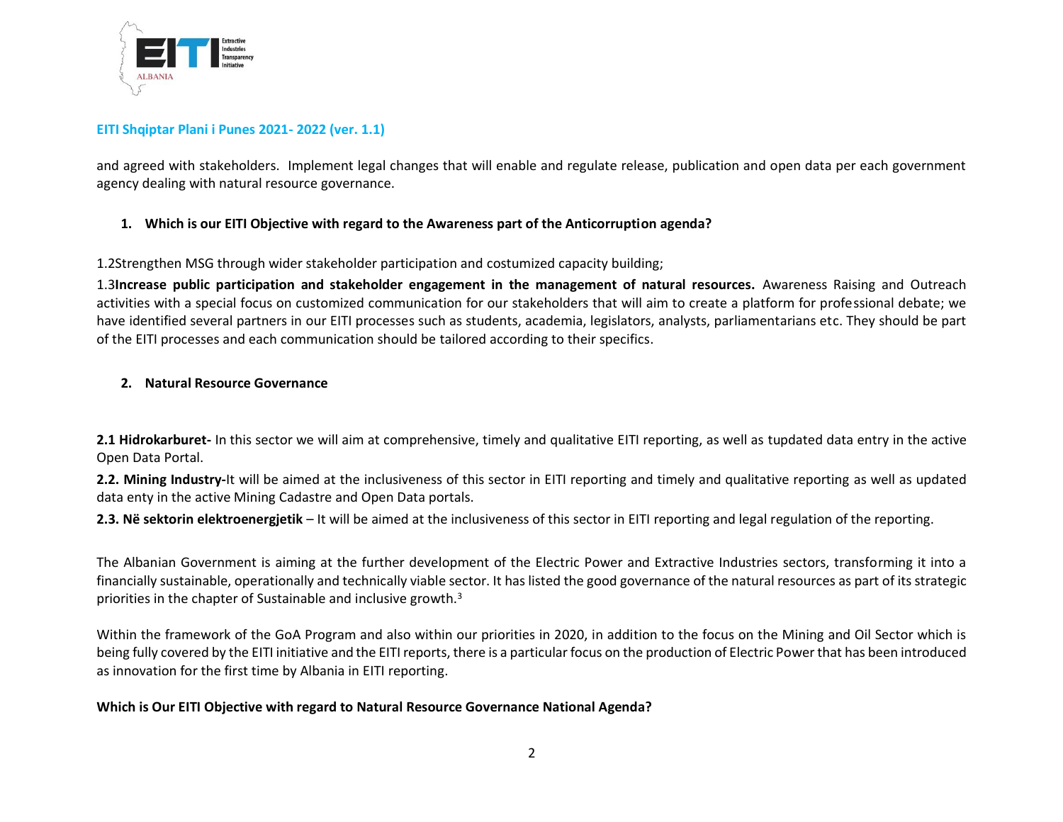and agreed with stakeholders. Implement legal changes that will enable and regulate release, publication and open data per each government agency dealing with natural resource governance.

1. **Which is our EITI Objective with regard to the Awareness part of the Anticorruption agenda?**

1.2Strengthen MSG through wider stakeholder participation and costumized capacity building;

1.3**Increase public participation and stakeholder engagement in the management of natural resources.** Awareness Raising and Outreach activities with a special focus on customized communication for our stakeholders that will aim to create a platform for professional debate; we have identified several partners in our EITI processes such as students, academia, legislators, analysts, parliamentarians etc. They should be part of the EITI processes and each communication should be tailored according to their specifics.

2. **Natural Resource Governance**

**2.1 Hidrokarburet-** In this sector we will aim at comprehensive, timely and qualitative EITI reporting, as well as tupdated data entry in the active Open Data Portal.

**2.2. Mining Industry-**It will be aimed at the inclusiveness of this sector in EITI reporting and timely and qualitative reporting as well as updated data enty in the active Mining Cadastre and Open Data portals.

**2.3. Në sektorin elektroenergjetik** – It will be aimed at the inclusiveness of this sector in EITI reporting and legal regulation of the reporting.

The Albanian Government is aiming at the further development of the Electric Power and Extractive Industries sectors, transforming it into a financially sustainable, operationally and technically viable sector. It has listed the good governance of the natural resources as part of its strategic priorities in the chapter of Sustainable and inclusive growth.[3]

Within the framework of the GoA Program and also within our priorities in 2020, in addition to the focus on the Mining and Oil Sector which is being fully covered by the EITI initiative and the EITI reports, there is a particular focus on the production of Electric Power that has been introduced as innovation for the first time by Albania in EITI reporting.

**Which is Our EITI Objective with regard to Natural Resource Governance National Agenda?**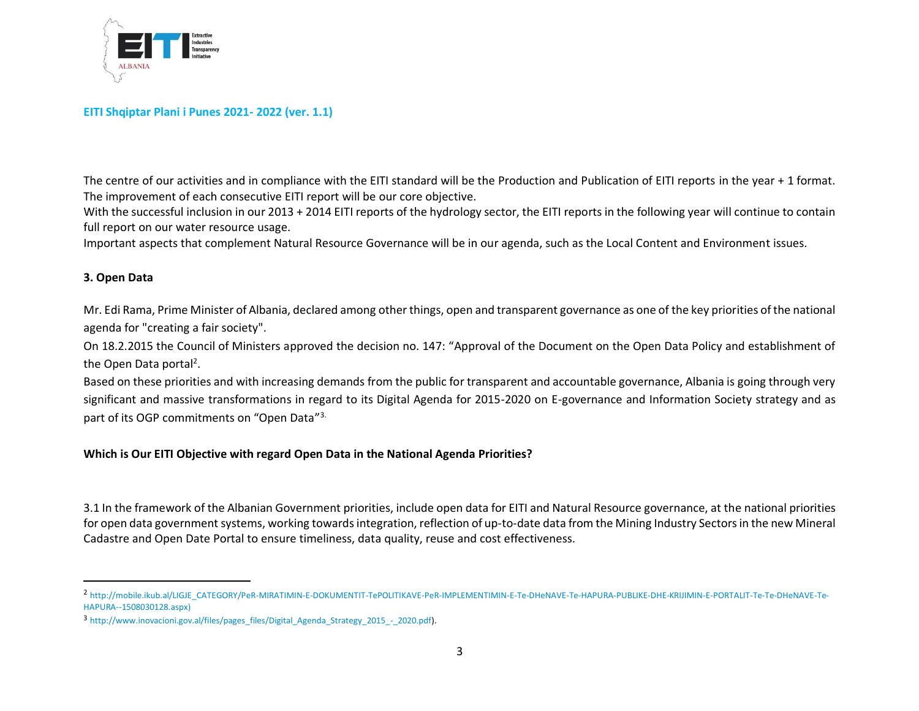The centre of our activities and in compliance with the EITI standard will be the Production and Publication of EITI reports in the year + 1 format. The improvement of each consecutive EITI report will be our core objective.

With the successful inclusion in our 2013 + 2014 EITI reports of the hydrology sector, the EITI reports in the following year will continue to contain full report on our water resource usage.

Important aspects that complement Natural Resource Governance will be in our agenda, such as the Local Content and Environment issues.

**3. Open Data**

Mr. Edi Rama, Prime Minister of Albania, declared among other things, open and transparent governance as one of the key priorities of the national agenda for "creating a fair society".

On 18.2.2015 the Council of Ministers approved the decision no. 147: "Approval of the Document on the Open Data Policy and establishment of the Open Data portal[2].

Based on these priorities and with increasing demands from the public for transparent and accountable governance, Albania is going through very significant and massive transformations in regard to its Digital Agenda for 2015-2020 on E-governance and Information Society strategy and as part of its OGP commitments on "Open Data"[3].

**Which is Our EITI Objective with regard Open Data in the National Agenda Priorities?**

3.1 In the framework of the Albanian Government priorities, include open data for EITI and Natural Resource governance, at the national priorities for open data government systems, working towards integration, reflection of up-to-date data from the Mining Industry Sectors in the new Mineral Cadastre and Open Date Portal to ensure timeliness, data quality, reuse and cost effectiveness.

---

[2] http://mobile.ikub.al/LIGJE_CATEGORY/PeR-MIRATIMIN-E-DOKUMENTIT-TePOLITIKAVE-PeR-IMPLEMENTIMIN-E-Te-DHeNAVE-Te-HAPURA-PUBLIKE-DHE-KRIJIMIN-E-PORTALIT-Te-Te-DHeNAVE-Te-HAPURA--1508030128.aspx)

[3] http://www.inovacioni.gov.al/files/pages_files/Digital_Agenda_Strategy_2015_-_2020.pdf).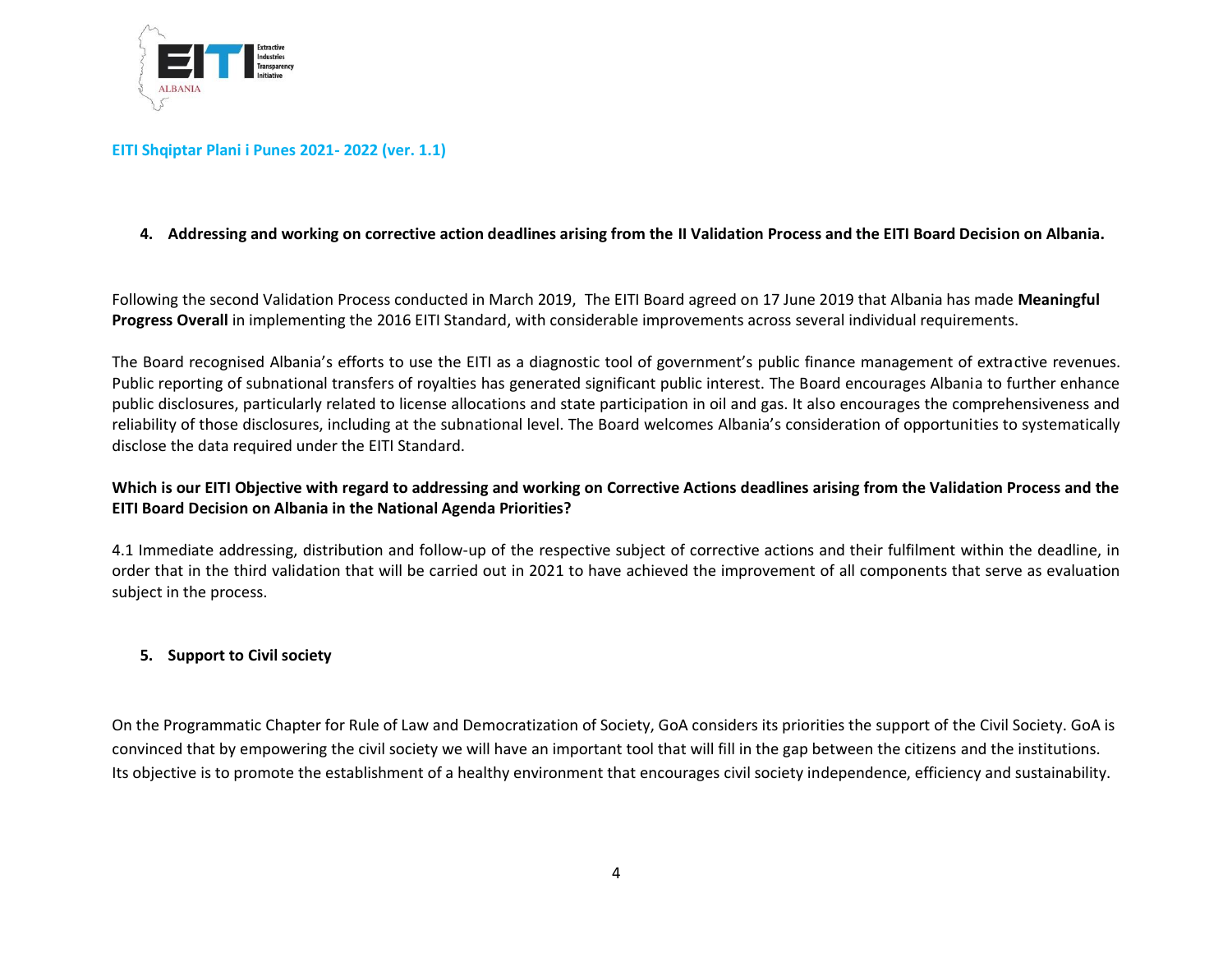### 4. Addressing and working on corrective action deadlines arising from the II Validation Process and the EITI Board Decision on Albania.

Following the second Validation Process conducted in March 2019, The EITI Board agreed on 17 June 2019 that Albania has made **Meaningful Progress Overall** in implementing the 2016 EITI Standard, with considerable improvements across several individual requirements.

The Board recognised Albania's efforts to use the EITI as a diagnostic tool of government's public finance management of extractive revenues. Public reporting of subnational transfers of royalties has generated significant public interest. The Board encourages Albania to further enhance public disclosures, particularly related to license allocations and state participation in oil and gas. It also encourages the comprehensiveness and reliability of those disclosures, including at the subnational level. The Board welcomes Albania's consideration of opportunities to systematically disclose the data required under the EITI Standard.

**Which is our EITI Objective with regard to addressing and working on Corrective Actions deadlines arising from the Validation Process and the EITI Board Decision on Albania in the National Agenda Priorities?**

4.1 Immediate addressing, distribution and follow-up of the respective subject of corrective actions and their fulfilment within the deadline, in order that in the third validation that will be carried out in 2021 to have achieved the improvement of all components that serve as evaluation subject in the process.

### 5. Support to Civil society

On the Programmatic Chapter for Rule of Law and Democratization of Society, GoA considers its priorities the support of the Civil Society. GoA is convinced that by empowering the civil society we will have an important tool that will fill in the gap between the citizens and the institutions. Its objective is to promote the establishment of a healthy environment that encourages civil society independence, efficiency and sustainability.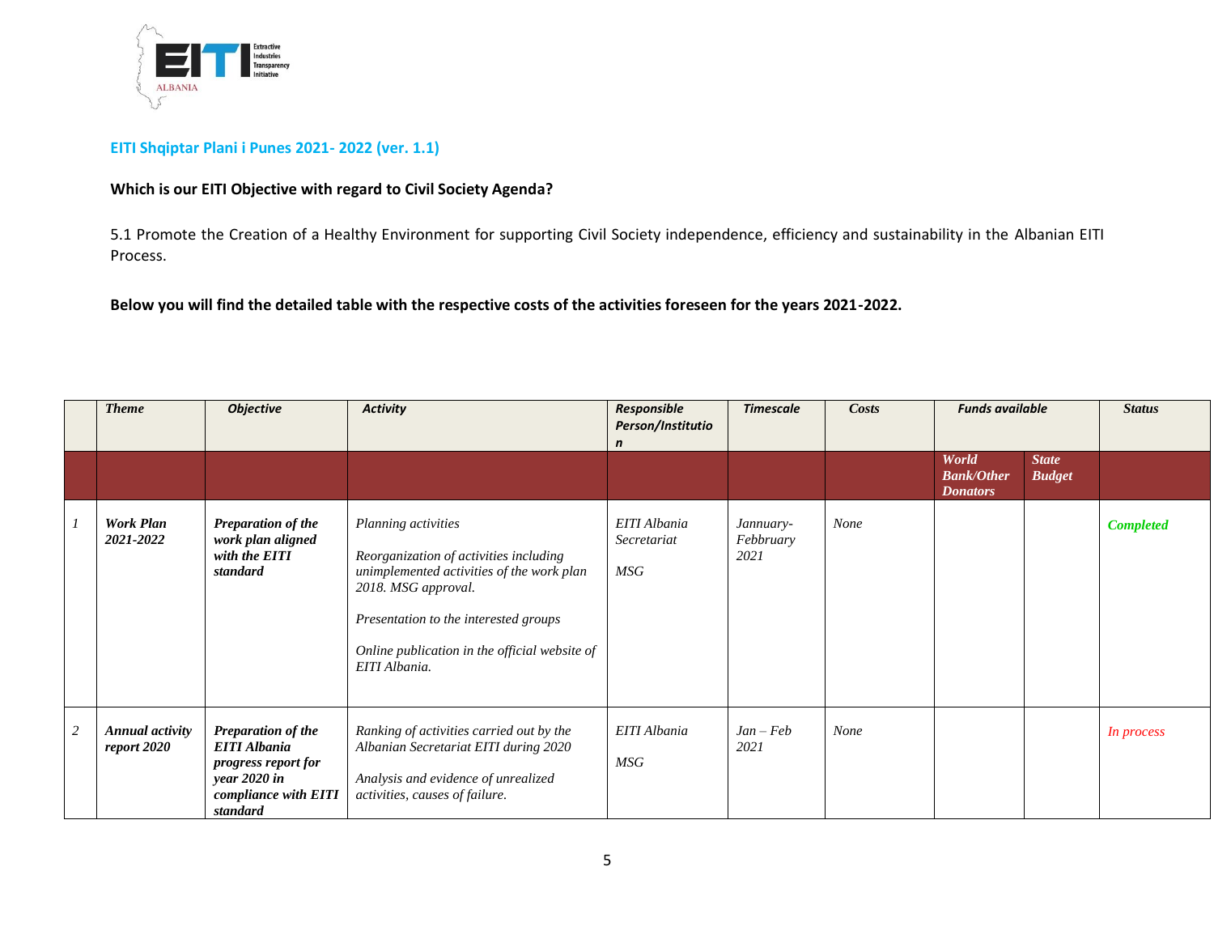**EITI Shqiptar Plani i Punes 2021- 2022 (ver. 1.1)**

**Which is our EITI Objective with regard to Civil Society Agenda?**

5.1 Promote the Creation of a Healthy Environment for supporting Civil Society independence, efficiency and sustainability in the Albanian EITI Process.

**Below you will find the detailed table with the respective costs of the activities foreseen for the years 2021-2022.**

| | *Theme* | *Objective* | *Activity* | *Responsible Person/Institution* | *Timescale* | *Costs* | *Funds available* | | *Status* |
|---|---|---|---|---|---|---|---|---|---|
| | | | | | | | *World Bank/Other Donators* | *State Budget* | |
| *1* | ***Work Plan 2021-2022*** | ***Preparation of the work plan aligned with the EITI standard*** | *Planning activities*<br><br>*Reorganization of activities including unimplemented activities of the work plan 2018. MSG approval.*<br><br>*Presentation to the interested groups*<br><br>*Online publication in the official website of EITI Albania.* | *EITI Albania Secretariat*<br><br>*MSG* | *Jannuary-Febbruary 2021* | *None* | | | ***Completed*** |
| *2* | ***Annual activity report 2020*** | ***Preparation of the EITI Albania progress report for year 2020 in compliance with EITI standard*** | *Ranking of activities carried out by the Albanian Secretariat EITI during 2020*<br><br>*Analysis and evidence of unrealized activities, causes of failure.* | *EITI Albania*<br><br>*MSG* | *Jan – Feb 2021* | *None* | | | *In process* |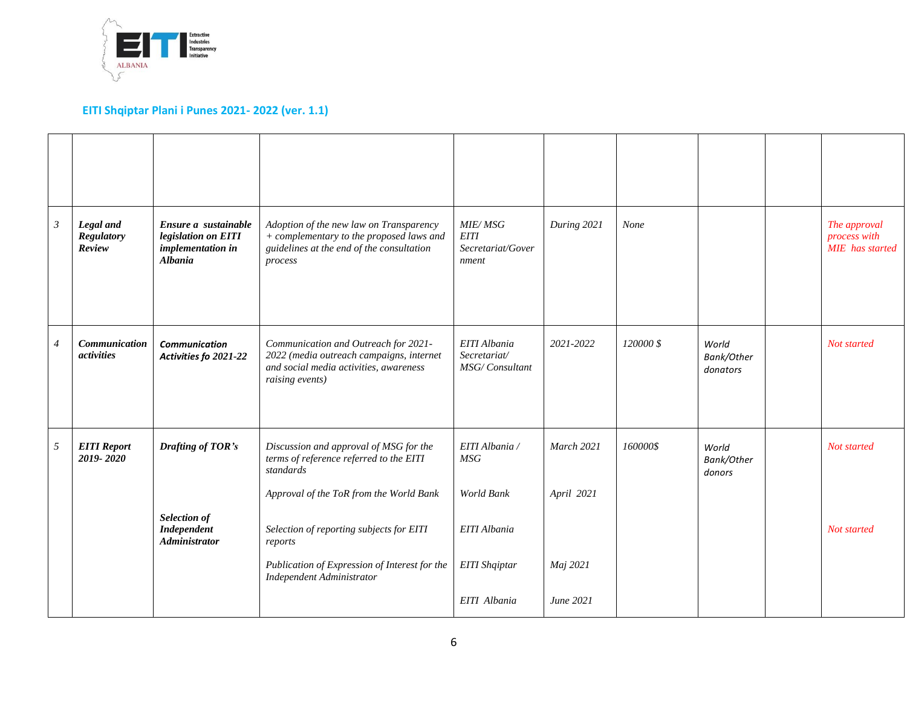## EITI Shqiptar Plani i Punes 2021- 2022 (ver. 1.1)

| | | | | | | | | | |
|---|---|---|---|---|---|---|---|---|---|
| | | | | | | | | | |
| *3* | ***Legal and Regulatory Review*** | ***Ensure a sustainable legislation on EITI implementation in Albania*** | *Adoption of the new law on Transparency + complementary to the proposed laws and guidelines at the end of the consultation process* | *MIE/ MSG EITI Secretariat/Government* | *During 2021* | *None* | | | *The approval process with MIE has started* |
| *4* | ***Communication activities*** | ***Communication Activities fo 2021-22*** | *Communication and Outreach for 2021-2022 (media outreach campaigns, internet and social media activities, awareness raising events)* | *EITI Albania Secretariat/ MSG/ Consultant* | *2021-2022* | *120000 $* | *World Bank/Other donators* | | *Not started* |
| *5* | ***EITI Report 2019- 2020*** | ***Drafting of TOR's*** | *Discussion and approval of MSG for the terms of reference referred to the EITI standards* | *EITI Albania / MSG* | *March 2021* | *160000$* | *World Bank/Other donors* | | *Not started* |
| | | | *Approval of the ToR from the World Bank* | *World Bank* | *April 2021* | | | | |
| | | ***Selection of Independent Administrator*** | *Selection of reporting subjects for EITI reports* | *EITI Albania* | | | | | *Not started* |
| | | | *Publication of Expression of Interest for the Independent Administrator* | *EITI Shqiptar* | *Maj 2021* | | | | |
| | | | | *EITI Albania* | *June 2021* | | | | |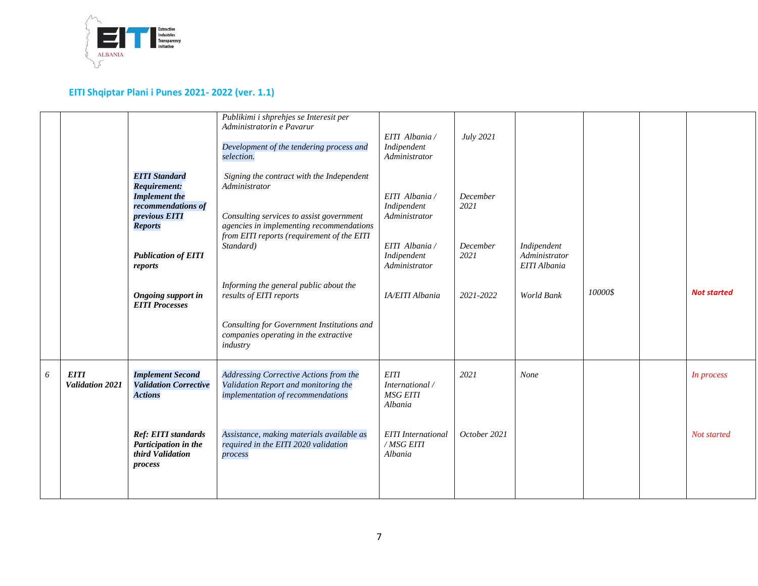## EITI Shqiptar Plani i Punes 2021- 2022 (ver. 1.1)

| | | | | | | | | | |
|---|---|---|---|---|---|---|---|---|---|
| | | ***EITI Standard Requirement: Implement the recommendations of previous EITI Reports***<br><br>***Publication of EITI reports***<br><br>***Ongoing support in EITI Processes*** | *Publikimi i shprehjes se Interesit per Administratorin e Pavarur*<br><br>*Development of the tendering process and selection.*<br><br>*Signing the contract with the Independent Administrator*<br><br>*Consulting services to assist government agencies in implementing recommendations from EITI reports (requirement of the EITI Standard)*<br><br>*Informing the general public about the results of EITI reports*<br><br>*Consulting for Government Institutions and companies operating in the extractive industry* | *EITI Albania / Indipendent Administrator*<br><br>*EITI Albania / Indipendent Administrator*<br><br>*EITI Albania / Indipendent Administrator*<br><br>*IA/EITI Albania* | *July 2021*<br><br>*December 2021*<br><br>*December 2021*<br><br>*2021-2022* | *Indipendent Administrator EITI Albania*<br><br>*World Bank* | *10000$* | | ***Not started*** |
| *6* | ***EITI Validation 2021*** | ***Implement Second Validation Corrective Actions*** | *Addressing Corrective Actions from the Validation Report and monitoring the implementation of recommendations* | *EITI International / MSG EITI Albania* | *2021* | *None* | | | *In process* |
| | | ***Ref: EITI standards Participation in the third Validation process*** | *Assistance, making materials available as required in the EITI 2020 validation process* | *EITI International / MSG EITI Albania* | *October 2021* | | | | *Not started* |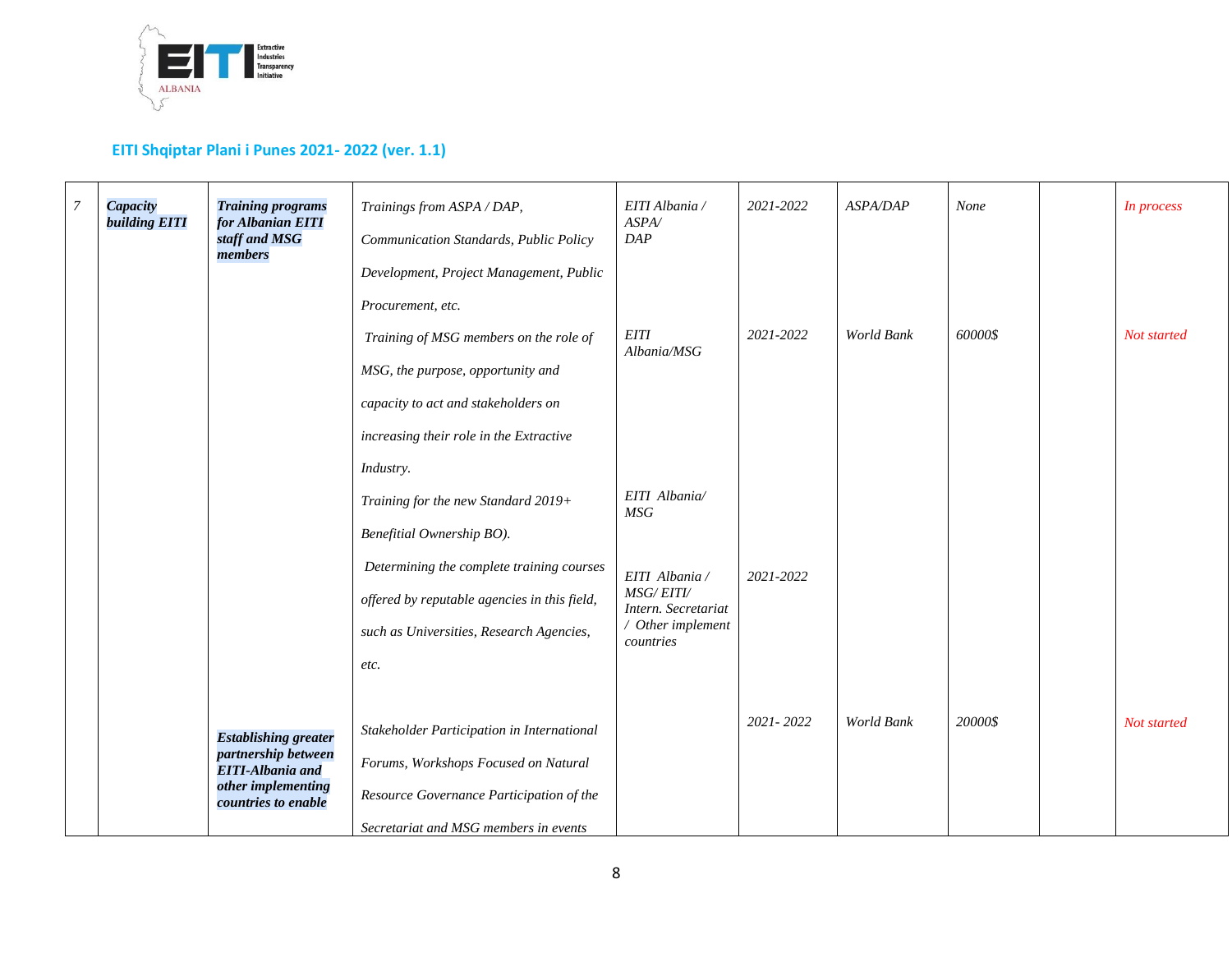## EITI Shqiptar Plani i Punes 2021- 2022 (ver. 1.1)

| | | | | | | | | | |
|---|---|---|---|---|---|---|---|---|---|
| *7* | ***Capacity building EITI*** | ***Training programs for Albanian EITI staff and MSG members*** | *Trainings from ASPA / DAP, Communication Standards, Public Policy Development, Project Management, Public Procurement, etc.* | *EITI Albania / ASPA/ DAP* | *2021-2022* | *ASPA/DAP* | *None* | | *In process* |
| | | | *Training of MSG members on the role of MSG, the purpose, opportunity and capacity to act and stakeholders on increasing their role in the Extractive Industry.* | *EITI Albania/MSG* | *2021-2022* | *World Bank* | *60000$* | | *Not started* |
| | | | *Training for the new Standard 2019+ Benefitial Ownership BO).* | *EITI Albania/ MSG* | | | | | |
| | | | *Determining the complete training courses offered by reputable agencies in this field, such as Universities, Research Agencies, etc.* | *EITI Albania / MSG/ EITI/ Intern. Secretariat / Other implement countries* | *2021-2022* | | | | |
| | | ***Establishing greater partnership between EITI-Albania and other implementing countries to enable*** | *Stakeholder Participation in International Forums, Workshops Focused on Natural Resource Governance Participation of the Secretariat and MSG members in events* | | *2021- 2022* | *World Bank* | *20000$* | | *Not started* |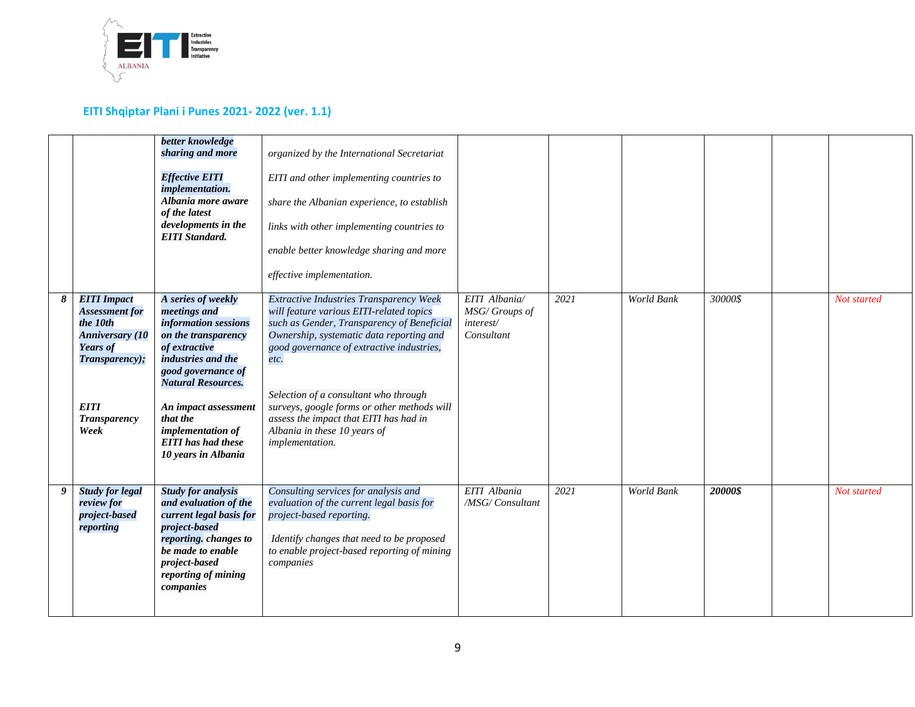## EITI Shqiptar Plani i Punes 2021- 2022 (ver. 1.1)

| | | | | | | | | | |
|---|---|---|---|---|---|---|---|---|---|
| | | ***better knowledge sharing and more***<br><br>***Effective EITI implementation. Albania more aware of the latest developments in the EITI Standard.*** | *organized by the International Secretariat*<br><br>*EITI and other implementing countries to*<br><br>*share the Albanian experience, to establish*<br><br>*links with other implementing countries to*<br><br>*enable better knowledge sharing and more*<br><br>*effective implementation.* | | | | | | |
| ***8*** | ***EITI Impact Assessment for the 10th Anniversary (10 Years of Transparency);***<br><br>***EITI Transparency Week*** | ***A series of weekly meetings and information sessions on the transparency of extractive industries and the good governance of Natural Resources.***<br><br>***An impact assessment that the implementation of EITI has had these 10 years in Albania*** | *Extractive Industries Transparency Week will feature various EITI-related topics such as Gender, Transparency of Beneficial Ownership, systematic data reporting and good governance of extractive industries, etc.*<br><br>*Selection of a consultant who through surveys, google forms or other methods will assess the impact that EITI has had in Albania in these 10 years of implementation.* | *EITI Albania/ MSG/ Groups of interest/ Consultant* | *2021* | *World Bank* | *30000$* | | *Not started* |
| ***9*** | ***Study for legal review for project-based reporting*** | ***Study for analysis and evaluation of the current legal basis for project-based reporting. changes to be made to enable project-based reporting of mining companies*** | *Consulting services for analysis and evaluation of the current legal basis for project-based reporting.*<br><br>*Identify changes that need to be proposed to enable project-based reporting of mining companies* | *EITI Albania /MSG/ Consultant* | *2021* | *World Bank* | ***20000$*** | | *Not started* |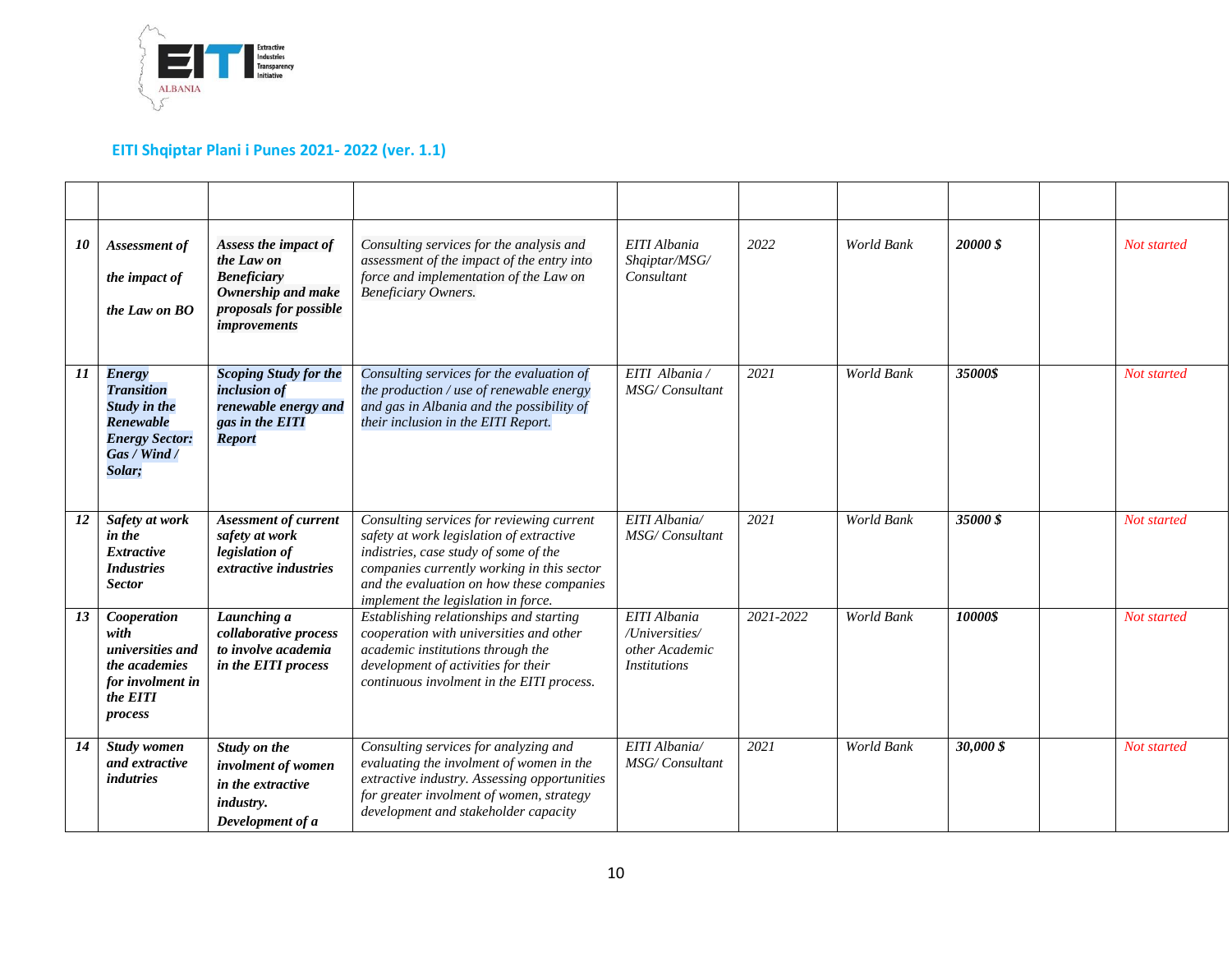## EITI Shqiptar Plani i Punes 2021- 2022 (ver. 1.1)

| | | | | | | | | | |
|---|---|---|---|---|---|---|---|---|---|
| ***10*** | *Assessment of the impact of the Law on BO* | ***Assess the impact of the Law on Beneficiary Ownership and make proposals for possible improvements*** | *Consulting services for the analysis and assessment of the impact of the entry into force and implementation of the Law on Beneficiary Owners.* | *EITI Albania Shqiptar/MSG/ Consultant* | *2022* | *World Bank* | ***20000 $*** | | *Not started* |
| ***11*** | ***Energy Transition Study in the Renewable Energy Sector: Gas / Wind / Solar;*** | ***Scoping Study for the inclusion of renewable energy and gas in the EITI Report*** | *Consulting services for the evaluation of the production / use of renewable energy and gas in Albania and the possibility of their inclusion in the EITI Report.* | *EITI Albania / MSG/ Consultant* | *2021* | *World Bank* | ***35000$*** | | *Not started* |
| ***12*** | ***Safety at work in the Extractive Industries Sector*** | ***Asessment of current safety at work legislation of extractive industries*** | *Consulting services for reviewing current safety at work legislation of extractive indistries, case study of some of the companies currently working in this sector and the evaluation on how these companies implement the legislation in force.* | *EITI Albania/ MSG/ Consultant* | *2021* | *World Bank* | ***35000 $*** | | *Not started* |
| ***13*** | ***Cooperation with universities and the academies for involment in the EITI process*** | ***Launching a collaborative process to involve academia in the EITI process*** | *Establishing relationships and starting cooperation with universities and other academic institutions through the development of activities for their continuous involment in the EITI process.* | *EITI Albania /Universities/ other Academic Institutions* | *2021-2022* | *World Bank* | ***10000$*** | | *Not started* |
| ***14*** | ***Study women and extractive indutries*** | ***Study on the involment of women in the extractive industry. Development of a*** | *Consulting services for analyzing and evaluating the involment of women in the extractive industry. Assessing opportunities for greater involment of women, strategy development and stakeholder capacity* | *EITI Albania/ MSG/ Consultant* | *2021* | *World Bank* | ***30,000 $*** | | *Not started* |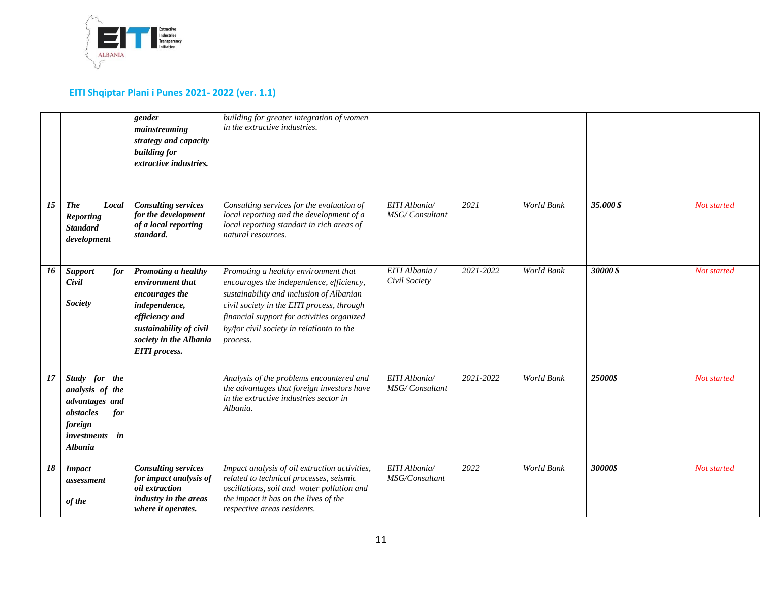## EITI Shqiptar Plani i Punes 2021- 2022 (ver. 1.1)

| | | | | | | | | | |
|---|---|---|---|---|---|---|---|---|---|
| | | ***gender mainstreaming strategy and capacity building for extractive industries.*** | *building for greater integration of women in the extractive industries.* | | | | | | |
| ***15*** | ***The Local Reporting Standard development*** | ***Consulting services for the development of a local reporting standard.*** | *Consulting services for the evaluation of local reporting and the development of a local reporting standart in rich areas of natural resources.* | *EITI Albania/ MSG/ Consultant* | *2021* | *World Bank* | ***35.000 $*** | | *Not started* |
| ***16*** | ***Support for Civil Society*** | ***Promoting a healthy environment that encourages the independence, efficiency and sustainability of civil society in the Albania EITI process.*** | *Promoting a healthy environment that encourages the independence, efficiency, sustainability and inclusion of Albanian civil society in the EITI process, through financial support for activities organized by/for civil society in relationto to the process.* | *EITI Albania / Civil Society* | *2021-2022* | *World Bank* | ***30000 $*** | | *Not started* |
| ***17*** | ***Study for the analysis of the advantages and obstacles for foreign investments in Albania*** | | *Analysis of the problems encountered and the advantages that foreign investors have in the extractive industries sector in Albania.* | *EITI Albania/ MSG/ Consultant* | *2021-2022* | *World Bank* | ***25000$*** | | *Not started* |
| ***18*** | ***Impact assessment of the*** | ***Consulting services for impact analysis of oil extraction industry in the areas where it operates.*** | *Impact analysis of oil extraction activities, related to technical processes, seismic oscillations, soil and water pollution and the impact it has on the lives of the respective areas residents.* | *EITI Albania/ MSG/Consultant* | *2022* | *World Bank* | ***30000$*** | | *Not started* |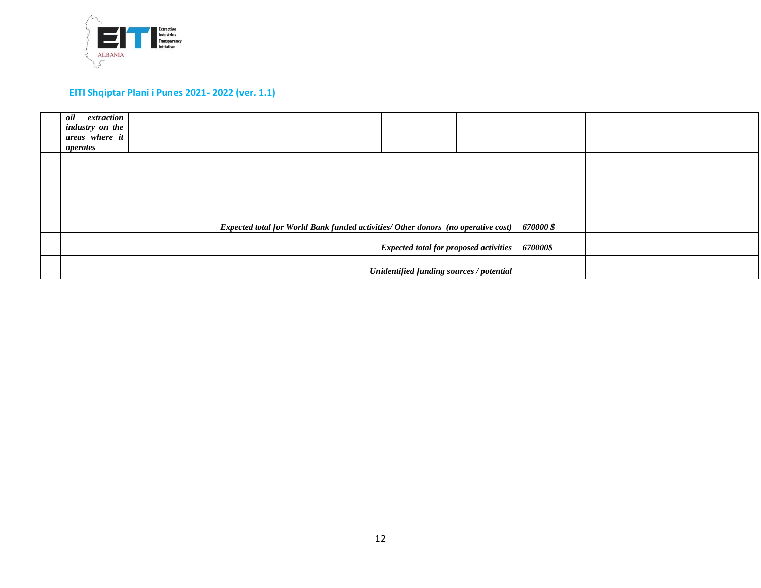## EITI Shqiptar Plani i Punes 2021- 2022 (ver. 1.1)

| | | | | | | | | | |
|---|---|---|---|---|---|---|---|---|---|
| | ***oil extraction industry on the areas where it operates*** | | | | | | | | |
| | ***Expected total for World Bank funded activities/ Other donors (no operative cost)*** | | | | | ***670000 $*** | | | |
| | ***Expected total for proposed activities*** | | | | | ***670000$*** | | | |
| | ***Unidentified funding sources / potential*** | | | | | | | | |